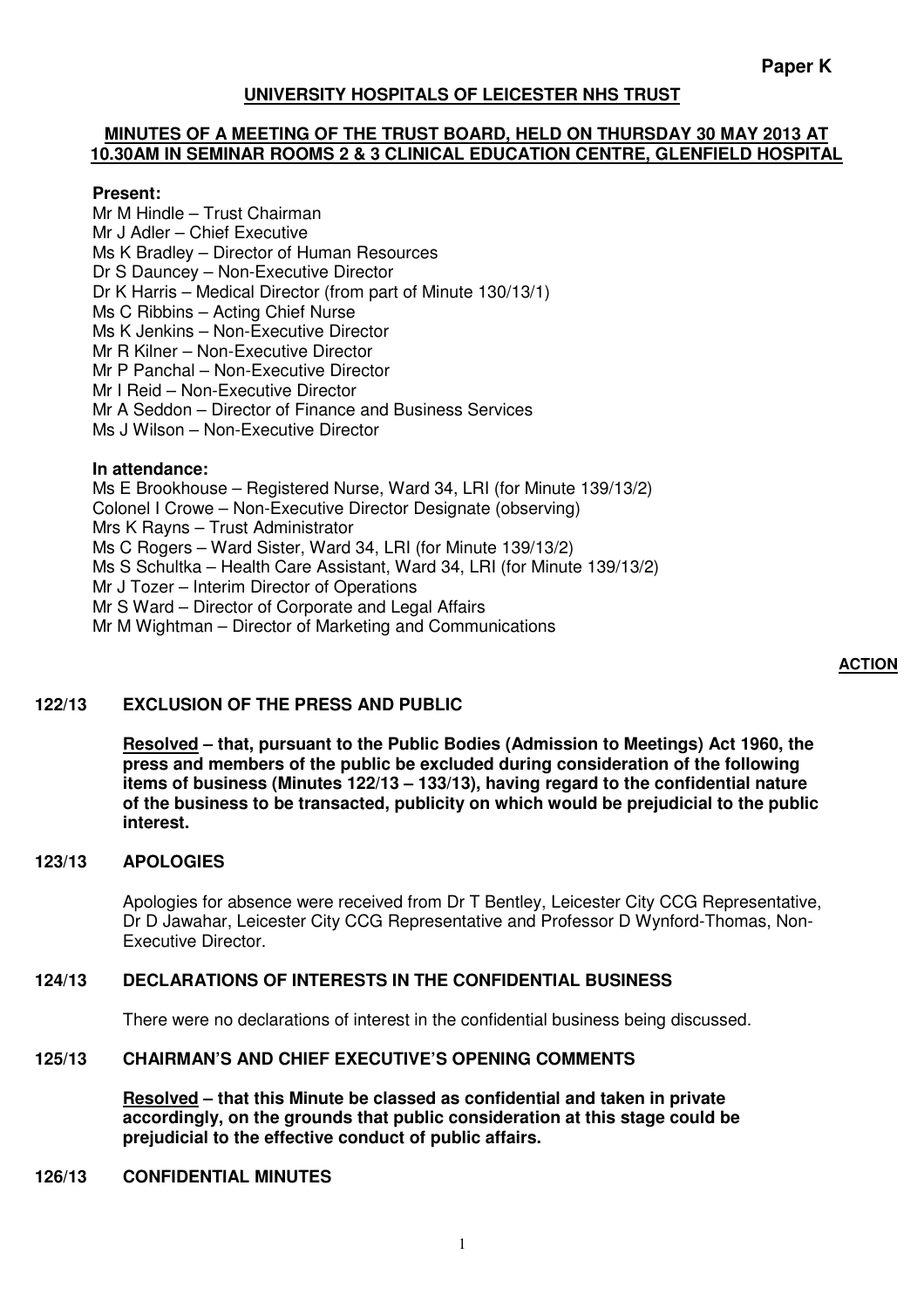**Paper K**

# UNIVERSITY HOSPITALS OF LEICESTER NHS TRUST

## MINUTES OF A MEETING OF THE TRUST BOARD, HELD ON THURSDAY 30 MAY 2013 AT 10.30AM IN SEMINAR ROOMS 2 & 3 CLINICAL EDUCATION CENTRE, GLENFIELD HOSPITAL

**Present:**

Mr M Hindle – Trust Chairman
Mr J Adler – Chief Executive
Ms K Bradley – Director of Human Resources
Dr S Dauncey – Non-Executive Director
Dr K Harris – Medical Director (from part of Minute 130/13/1)
Ms C Ribbins – Acting Chief Nurse
Ms K Jenkins – Non-Executive Director
Mr R Kilner – Non-Executive Director
Mr P Panchal – Non-Executive Director
Mr I Reid – Non-Executive Director
Mr A Seddon – Director of Finance and Business Services
Ms J Wilson – Non-Executive Director

**In attendance:**

Ms E Brookhouse – Registered Nurse, Ward 34, LRI (for Minute 139/13/2)
Colonel I Crowe – Non-Executive Director Designate (observing)
Mrs K Rayns – Trust Administrator
Ms C Rogers – Ward Sister, Ward 34, LRI (for Minute 139/13/2)
Ms S Schultka – Health Care Assistant, Ward 34, LRI (for Minute 139/13/2)
Mr J Tozer – Interim Director of Operations
Mr S Ward – Director of Corporate and Legal Affairs
Mr M Wightman – Director of Marketing and Communications

**ACTION**

### 122/13 EXCLUSION OF THE PRESS AND PUBLIC

**Resolved – that, pursuant to the Public Bodies (Admission to Meetings) Act 1960, the press and members of the public be excluded during consideration of the following items of business (Minutes 122/13 – 133/13), having regard to the confidential nature of the business to be transacted, publicity on which would be prejudicial to the public interest.**

### 123/13 APOLOGIES

Apologies for absence were received from Dr T Bentley, Leicester City CCG Representative, Dr D Jawahar, Leicester City CCG Representative and Professor D Wynford-Thomas, Non-Executive Director.

### 124/13 DECLARATIONS OF INTERESTS IN THE CONFIDENTIAL BUSINESS

There were no declarations of interest in the confidential business being discussed.

### 125/13 CHAIRMAN'S AND CHIEF EXECUTIVE'S OPENING COMMENTS

**Resolved – that this Minute be classed as confidential and taken in private accordingly, on the grounds that public consideration at this stage could be prejudicial to the effective conduct of public affairs.**

### 126/13 CONFIDENTIAL MINUTES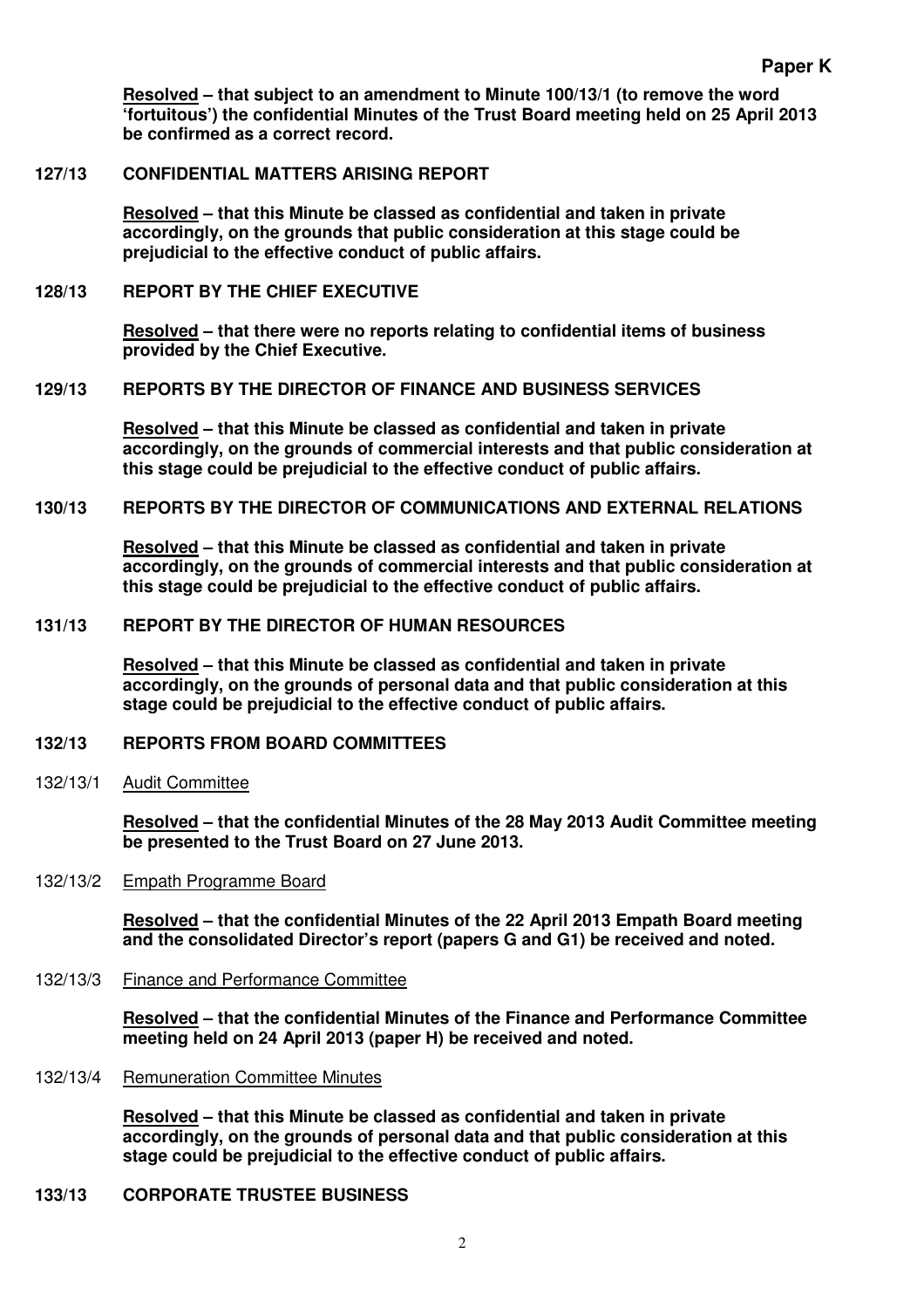**Resolved – that subject to an amendment to Minute 100/13/1 (to remove the word 'fortuitous') the confidential Minutes of the Trust Board meeting held on 25 April 2013 be confirmed as a correct record.**

## 127/13 CONFIDENTIAL MATTERS ARISING REPORT

**Resolved – that this Minute be classed as confidential and taken in private accordingly, on the grounds that public consideration at this stage could be prejudicial to the effective conduct of public affairs.**

## 128/13 REPORT BY THE CHIEF EXECUTIVE

**Resolved – that there were no reports relating to confidential items of business provided by the Chief Executive.**

## 129/13 REPORTS BY THE DIRECTOR OF FINANCE AND BUSINESS SERVICES

**Resolved – that this Minute be classed as confidential and taken in private accordingly, on the grounds of commercial interests and that public consideration at this stage could be prejudicial to the effective conduct of public affairs.**

## 130/13 REPORTS BY THE DIRECTOR OF COMMUNICATIONS AND EXTERNAL RELATIONS

**Resolved – that this Minute be classed as confidential and taken in private accordingly, on the grounds of commercial interests and that public consideration at this stage could be prejudicial to the effective conduct of public affairs.**

## 131/13 REPORT BY THE DIRECTOR OF HUMAN RESOURCES

**Resolved – that this Minute be classed as confidential and taken in private accordingly, on the grounds of personal data and that public consideration at this stage could be prejudicial to the effective conduct of public affairs.**

## 132/13 REPORTS FROM BOARD COMMITTEES

132/13/1 Audit Committee

**Resolved – that the confidential Minutes of the 28 May 2013 Audit Committee meeting be presented to the Trust Board on 27 June 2013.**

132/13/2 Empath Programme Board

**Resolved – that the confidential Minutes of the 22 April 2013 Empath Board meeting and the consolidated Director's report (papers G and G1) be received and noted.**

132/13/3 Finance and Performance Committee

**Resolved – that the confidential Minutes of the Finance and Performance Committee meeting held on 24 April 2013 (paper H) be received and noted.**

132/13/4 Remuneration Committee Minutes

**Resolved – that this Minute be classed as confidential and taken in private accordingly, on the grounds of personal data and that public consideration at this stage could be prejudicial to the effective conduct of public affairs.**

## 133/13 CORPORATE TRUSTEE BUSINESS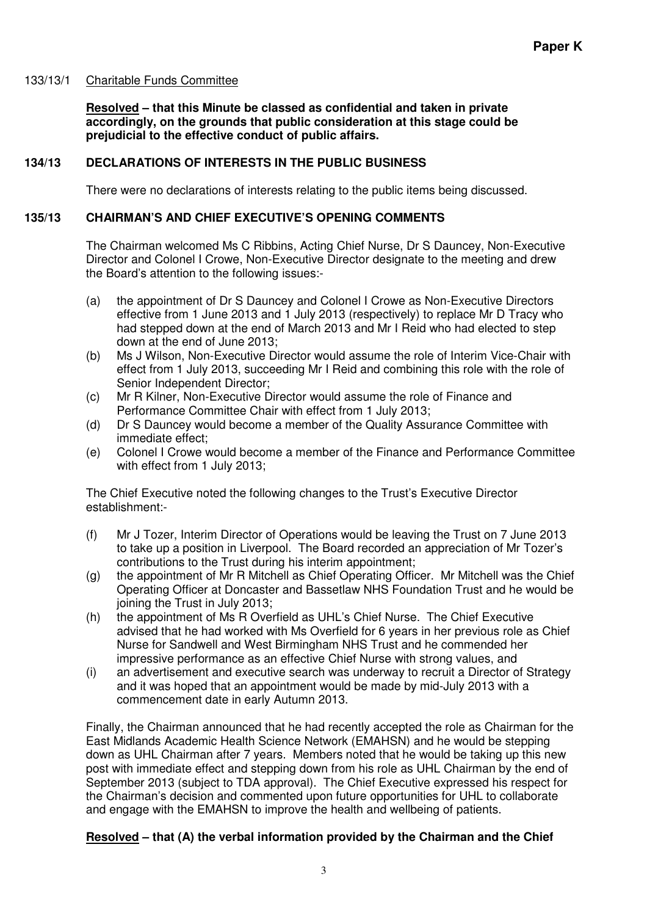**Paper K**

133/13/1 Charitable Funds Committee

**Resolved – that this Minute be classed as confidential and taken in private accordingly, on the grounds that public consideration at this stage could be prejudicial to the effective conduct of public affairs.**

## 134/13 DECLARATIONS OF INTERESTS IN THE PUBLIC BUSINESS

There were no declarations of interests relating to the public items being discussed.

## 135/13 CHAIRMAN'S AND CHIEF EXECUTIVE'S OPENING COMMENTS

The Chairman welcomed Ms C Ribbins, Acting Chief Nurse, Dr S Dauncey, Non-Executive Director and Colonel I Crowe, Non-Executive Director designate to the meeting and drew the Board's attention to the following issues:-

(a) the appointment of Dr S Dauncey and Colonel I Crowe as Non-Executive Directors effective from 1 June 2013 and 1 July 2013 (respectively) to replace Mr D Tracy who had stepped down at the end of March 2013 and Mr I Reid who had elected to step down at the end of June 2013;

(b) Ms J Wilson, Non-Executive Director would assume the role of Interim Vice-Chair with effect from 1 July 2013, succeeding Mr I Reid and combining this role with the role of Senior Independent Director;

(c) Mr R Kilner, Non-Executive Director would assume the role of Finance and Performance Committee Chair with effect from 1 July 2013;

(d) Dr S Dauncey would become a member of the Quality Assurance Committee with immediate effect;

(e) Colonel I Crowe would become a member of the Finance and Performance Committee with effect from 1 July 2013;

The Chief Executive noted the following changes to the Trust's Executive Director establishment:-

(f) Mr J Tozer, Interim Director of Operations would be leaving the Trust on 7 June 2013 to take up a position in Liverpool. The Board recorded an appreciation of Mr Tozer's contributions to the Trust during his interim appointment;

(g) the appointment of Mr R Mitchell as Chief Operating Officer. Mr Mitchell was the Chief Operating Officer at Doncaster and Bassetlaw NHS Foundation Trust and he would be joining the Trust in July 2013;

(h) the appointment of Ms R Overfield as UHL's Chief Nurse. The Chief Executive advised that he had worked with Ms Overfield for 6 years in her previous role as Chief Nurse for Sandwell and West Birmingham NHS Trust and he commended her impressive performance as an effective Chief Nurse with strong values, and

(i) an advertisement and executive search was underway to recruit a Director of Strategy and it was hoped that an appointment would be made by mid-July 2013 with a commencement date in early Autumn 2013.

Finally, the Chairman announced that he had recently accepted the role as Chairman for the East Midlands Academic Health Science Network (EMAHSN) and he would be stepping down as UHL Chairman after 7 years. Members noted that he would be taking up this new post with immediate effect and stepping down from his role as UHL Chairman by the end of September 2013 (subject to TDA approval). The Chief Executive expressed his respect for the Chairman's decision and commented upon future opportunities for UHL to collaborate and engage with the EMAHSN to improve the health and wellbeing of patients.

**Resolved – that (A) the verbal information provided by the Chairman and the Chief**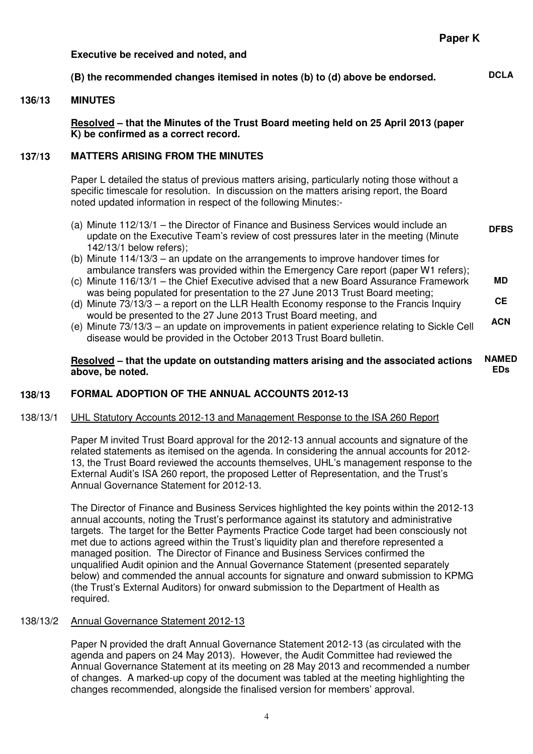**Executive be received and noted, and**

**(B) the recommended changes itemised in notes (b) to (d) above be endorsed.** **DCLA**

**136/13 MINUTES**

**Resolved – that the Minutes of the Trust Board meeting held on 25 April 2013 (paper K) be confirmed as a correct record.**

**137/13 MATTERS ARISING FROM THE MINUTES**

Paper L detailed the status of previous matters arising, particularly noting those without a specific timescale for resolution. In discussion on the matters arising report, the Board noted updated information in respect of the following Minutes:-

(a) Minute 112/13/1 – the Director of Finance and Business Services would include an update on the Executive Team's review of cost pressures later in the meeting (Minute 142/13/1 below refers); **DFBS**

(b) Minute 114/13/3 – an update on the arrangements to improve handover times for ambulance transfers was provided within the Emergency Care report (paper W1 refers);

(c) Minute 116/13/1 – the Chief Executive advised that a new Board Assurance Framework was being populated for presentation to the 27 June 2013 Trust Board meeting; **MD**

(d) Minute 73/13/3 – a report on the LLR Health Economy response to the Francis Inquiry would be presented to the 27 June 2013 Trust Board meeting, and **CE**

(e) Minute 73/13/3 – an update on improvements in patient experience relating to Sickle Cell disease would be provided in the October 2013 Trust Board bulletin. **ACN**

**Resolved – that the update on outstanding matters arising and the associated actions above, be noted.** **NAMED EDs**

**138/13 FORMAL ADOPTION OF THE ANNUAL ACCOUNTS 2012-13**

138/13/1 UHL Statutory Accounts 2012-13 and Management Response to the ISA 260 Report

Paper M invited Trust Board approval for the 2012-13 annual accounts and signature of the related statements as itemised on the agenda. In considering the annual accounts for 2012-13, the Trust Board reviewed the accounts themselves, UHL's management response to the External Audit's ISA 260 report, the proposed Letter of Representation, and the Trust's Annual Governance Statement for 2012-13.

The Director of Finance and Business Services highlighted the key points within the 2012-13 annual accounts, noting the Trust's performance against its statutory and administrative targets. The target for the Better Payments Practice Code target had been consciously not met due to actions agreed within the Trust's liquidity plan and therefore represented a managed position. The Director of Finance and Business Services confirmed the unqualified Audit opinion and the Annual Governance Statement (presented separately below) and commended the annual accounts for signature and onward submission to KPMG (the Trust's External Auditors) for onward submission to the Department of Health as required.

138/13/2 Annual Governance Statement 2012-13

Paper N provided the draft Annual Governance Statement 2012-13 (as circulated with the agenda and papers on 24 May 2013). However, the Audit Committee had reviewed the Annual Governance Statement at its meeting on 28 May 2013 and recommended a number of changes. A marked-up copy of the document was tabled at the meeting highlighting the changes recommended, alongside the finalised version for members' approval.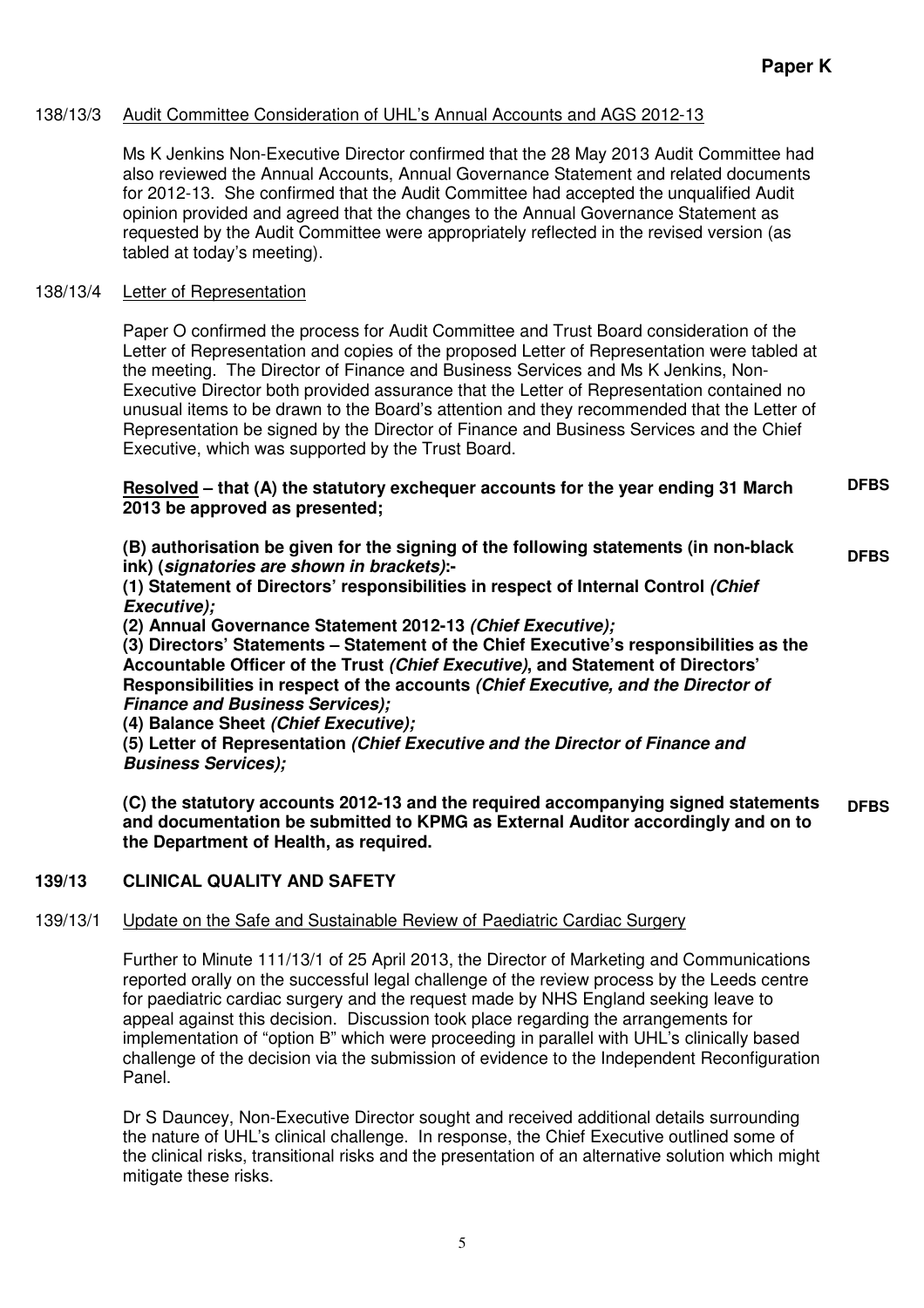**Paper K**

138/13/3 Audit Committee Consideration of UHL's Annual Accounts and AGS 2012-13

Ms K Jenkins Non-Executive Director confirmed that the 28 May 2013 Audit Committee had also reviewed the Annual Accounts, Annual Governance Statement and related documents for 2012-13. She confirmed that the Audit Committee had accepted the unqualified Audit opinion provided and agreed that the changes to the Annual Governance Statement as requested by the Audit Committee were appropriately reflected in the revised version (as tabled at today's meeting).

138/13/4 Letter of Representation

Paper O confirmed the process for Audit Committee and Trust Board consideration of the Letter of Representation and copies of the proposed Letter of Representation were tabled at the meeting. The Director of Finance and Business Services and Ms K Jenkins, Non-Executive Director both provided assurance that the Letter of Representation contained no unusual items to be drawn to the Board's attention and they recommended that the Letter of Representation be signed by the Director of Finance and Business Services and the Chief Executive, which was supported by the Trust Board.

**Resolved – that (A) the statutory exchequer accounts for the year ending 31 March 2013 be approved as presented;** **DFBS**

**(B) authorisation be given for the signing of the following statements (in non-black ink) (*signatories are shown in brackets*):-** **DFBS**

**(1) Statement of Directors' responsibilities in respect of Internal Control *(Chief Executive);***

**(2) Annual Governance Statement 2012-13 *(Chief Executive);***

**(3) Directors' Statements – Statement of the Chief Executive's responsibilities as the Accountable Officer of the Trust *(Chief Executive)*, and Statement of Directors' Responsibilities in respect of the accounts *(Chief Executive, and the Director of Finance and Business Services);***

**(4) Balance Sheet *(Chief Executive);***

**(5) Letter of Representation *(Chief Executive and the Director of Finance and Business Services);***

**(C) the statutory accounts 2012-13 and the required accompanying signed statements and documentation be submitted to KPMG as External Auditor accordingly and on to the Department of Health, as required.** **DFBS**

## 139/13 CLINICAL QUALITY AND SAFETY

139/13/1 Update on the Safe and Sustainable Review of Paediatric Cardiac Surgery

Further to Minute 111/13/1 of 25 April 2013, the Director of Marketing and Communications reported orally on the successful legal challenge of the review process by the Leeds centre for paediatric cardiac surgery and the request made by NHS England seeking leave to appeal against this decision. Discussion took place regarding the arrangements for implementation of "option B" which were proceeding in parallel with UHL's clinically based challenge of the decision via the submission of evidence to the Independent Reconfiguration Panel.

Dr S Dauncey, Non-Executive Director sought and received additional details surrounding the nature of UHL's clinical challenge. In response, the Chief Executive outlined some of the clinical risks, transitional risks and the presentation of an alternative solution which might mitigate these risks.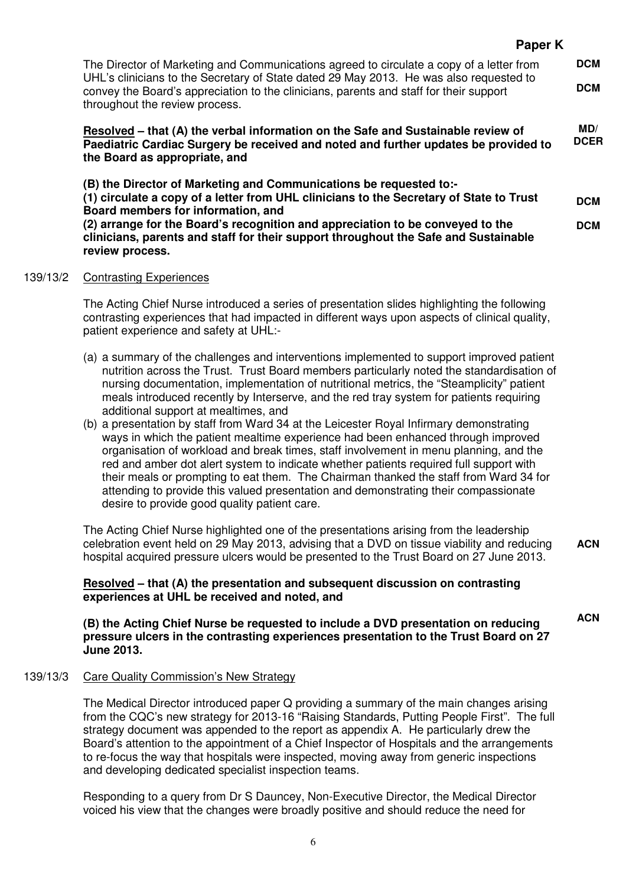The Director of Marketing and Communications agreed to circulate a copy of a letter from UHL's clinicians to the Secretary of State dated 29 May 2013. He was also requested to convey the Board's appreciation to the clinicians, parents and staff for their support throughout the review process. **DCM** **DCM**

**Resolved – that (A) the verbal information on the Safe and Sustainable review of Paediatric Cardiac Surgery be received and noted and further updates be provided to the Board as appropriate, and** **MD/ DCER**

**(B) the Director of Marketing and Communications be requested to:-**
**(1) circulate a copy of a letter from UHL clinicians to the Secretary of State to Trust Board members for information, and** **DCM**
**(2) arrange for the Board's recognition and appreciation to be conveyed to the clinicians, parents and staff for their support throughout the Safe and Sustainable review process.** **DCM**

139/13/2 Contrasting Experiences

The Acting Chief Nurse introduced a series of presentation slides highlighting the following contrasting experiences that had impacted in different ways upon aspects of clinical quality, patient experience and safety at UHL:-

(a) a summary of the challenges and interventions implemented to support improved patient nutrition across the Trust. Trust Board members particularly noted the standardisation of nursing documentation, implementation of nutritional metrics, the "Steamplicity" patient meals introduced recently by Interserve, and the red tray system for patients requiring additional support at mealtimes, and
(b) a presentation by staff from Ward 34 at the Leicester Royal Infirmary demonstrating ways in which the patient mealtime experience had been enhanced through improved organisation of workload and break times, staff involvement in menu planning, and the red and amber dot alert system to indicate whether patients required full support with their meals or prompting to eat them. The Chairman thanked the staff from Ward 34 for attending to provide this valued presentation and demonstrating their compassionate desire to provide good quality patient care.

The Acting Chief Nurse highlighted one of the presentations arising from the leadership celebration event held on 29 May 2013, advising that a DVD on tissue viability and reducing hospital acquired pressure ulcers would be presented to the Trust Board on 27 June 2013. **ACN**

**Resolved – that (A) the presentation and subsequent discussion on contrasting experiences at UHL be received and noted, and**

**(B) the Acting Chief Nurse be requested to include a DVD presentation on reducing pressure ulcers in the contrasting experiences presentation to the Trust Board on 27 June 2013.** **ACN**

139/13/3 Care Quality Commission's New Strategy

The Medical Director introduced paper Q providing a summary of the main changes arising from the CQC's new strategy for 2013-16 "Raising Standards, Putting People First". The full strategy document was appended to the report as appendix A. He particularly drew the Board's attention to the appointment of a Chief Inspector of Hospitals and the arrangements to re-focus the way that hospitals were inspected, moving away from generic inspections and developing dedicated specialist inspection teams.

Responding to a query from Dr S Dauncey, Non-Executive Director, the Medical Director voiced his view that the changes were broadly positive and should reduce the need for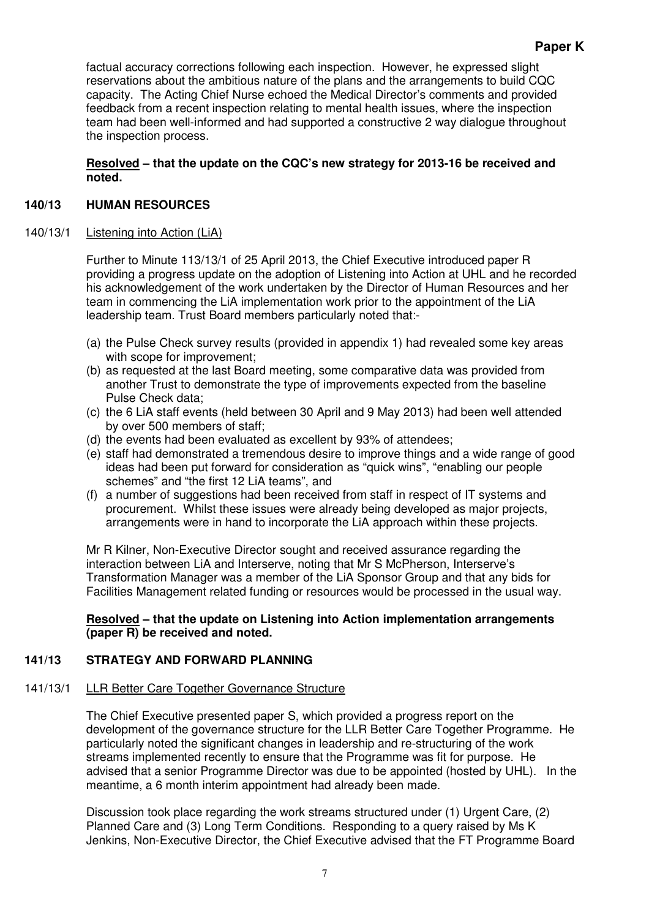factual accuracy corrections following each inspection. However, he expressed slight reservations about the ambitious nature of the plans and the arrangements to build CQC capacity. The Acting Chief Nurse echoed the Medical Director's comments and provided feedback from a recent inspection relating to mental health issues, where the inspection team had been well-informed and had supported a constructive 2 way dialogue throughout the inspection process.

**Resolved – that the update on the CQC's new strategy for 2013-16 be received and noted.**

**140/13 HUMAN RESOURCES**

140/13/1 Listening into Action (LiA)

Further to Minute 113/13/1 of 25 April 2013, the Chief Executive introduced paper R providing a progress update on the adoption of Listening into Action at UHL and he recorded his acknowledgement of the work undertaken by the Director of Human Resources and her team in commencing the LiA implementation work prior to the appointment of the LiA leadership team. Trust Board members particularly noted that:-

(a) the Pulse Check survey results (provided in appendix 1) had revealed some key areas with scope for improvement;
(b) as requested at the last Board meeting, some comparative data was provided from another Trust to demonstrate the type of improvements expected from the baseline Pulse Check data;
(c) the 6 LiA staff events (held between 30 April and 9 May 2013) had been well attended by over 500 members of staff;
(d) the events had been evaluated as excellent by 93% of attendees;
(e) staff had demonstrated a tremendous desire to improve things and a wide range of good ideas had been put forward for consideration as "quick wins", "enabling our people schemes" and "the first 12 LiA teams", and
(f) a number of suggestions had been received from staff in respect of IT systems and procurement. Whilst these issues were already being developed as major projects, arrangements were in hand to incorporate the LiA approach within these projects.

Mr R Kilner, Non-Executive Director sought and received assurance regarding the interaction between LiA and Interserve, noting that Mr S McPherson, Interserve's Transformation Manager was a member of the LiA Sponsor Group and that any bids for Facilities Management related funding or resources would be processed in the usual way.

**Resolved – that the update on Listening into Action implementation arrangements (paper R) be received and noted.**

**141/13 STRATEGY AND FORWARD PLANNING**

141/13/1 LLR Better Care Together Governance Structure

The Chief Executive presented paper S, which provided a progress report on the development of the governance structure for the LLR Better Care Together Programme. He particularly noted the significant changes in leadership and re-structuring of the work streams implemented recently to ensure that the Programme was fit for purpose. He advised that a senior Programme Director was due to be appointed (hosted by UHL). In the meantime, a 6 month interim appointment had already been made.

Discussion took place regarding the work streams structured under (1) Urgent Care, (2) Planned Care and (3) Long Term Conditions. Responding to a query raised by Ms K Jenkins, Non-Executive Director, the Chief Executive advised that the FT Programme Board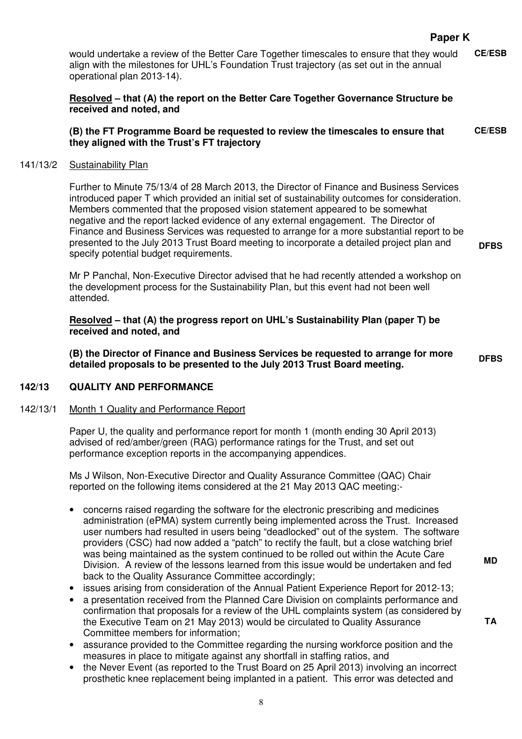**Paper K**

would undertake a review of the Better Care Together timescales to ensure that they would align with the milestones for UHL's Foundation Trust trajectory (as set out in the annual operational plan 2013-14). **CE/ESB**

**Resolved – that (A) the report on the Better Care Together Governance Structure be received and noted, and**

**(B) the FT Programme Board be requested to review the timescales to ensure that they aligned with the Trust's FT trajectory** **CE/ESB**

141/13/2 Sustainability Plan

Further to Minute 75/13/4 of 28 March 2013, the Director of Finance and Business Services introduced paper T which provided an initial set of sustainability outcomes for consideration. Members commented that the proposed vision statement appeared to be somewhat negative and the report lacked evidence of any external engagement. The Director of Finance and Business Services was requested to arrange for a more substantial report to be presented to the July 2013 Trust Board meeting to incorporate a detailed project plan and specify potential budget requirements. **DFBS**

Mr P Panchal, Non-Executive Director advised that he had recently attended a workshop on the development process for the Sustainability Plan, but this event had not been well attended.

**Resolved – that (A) the progress report on UHL's Sustainability Plan (paper T) be received and noted, and**

**(B) the Director of Finance and Business Services be requested to arrange for more detailed proposals to be presented to the July 2013 Trust Board meeting.** **DFBS**

## 142/13 QUALITY AND PERFORMANCE

142/13/1 Month 1 Quality and Performance Report

Paper U, the quality and performance report for month 1 (month ending 30 April 2013) advised of red/amber/green (RAG) performance ratings for the Trust, and set out performance exception reports in the accompanying appendices.

Ms J Wilson, Non-Executive Director and Quality Assurance Committee (QAC) Chair reported on the following items considered at the 21 May 2013 QAC meeting:-

- concerns raised regarding the software for the electronic prescribing and medicines administration (ePMA) system currently being implemented across the Trust. Increased user numbers had resulted in users being "deadlocked" out of the system. The software providers (CSC) had now added a "patch" to rectify the fault, but a close watching brief was being maintained as the system continued to be rolled out within the Acute Care Division. A review of the lessons learned from this issue would be undertaken and fed back to the Quality Assurance Committee accordingly; **MD**
- issues arising from consideration of the Annual Patient Experience Report for 2012-13;
- a presentation received from the Planned Care Division on complaints performance and confirmation that proposals for a review of the UHL complaints system (as considered by the Executive Team on 21 May 2013) would be circulated to Quality Assurance Committee members for information; **TA**
- assurance provided to the Committee regarding the nursing workforce position and the measures in place to mitigate against any shortfall in staffing ratios, and
- the Never Event (as reported to the Trust Board on 25 April 2013) involving an incorrect prosthetic knee replacement being implanted in a patient. This error was detected and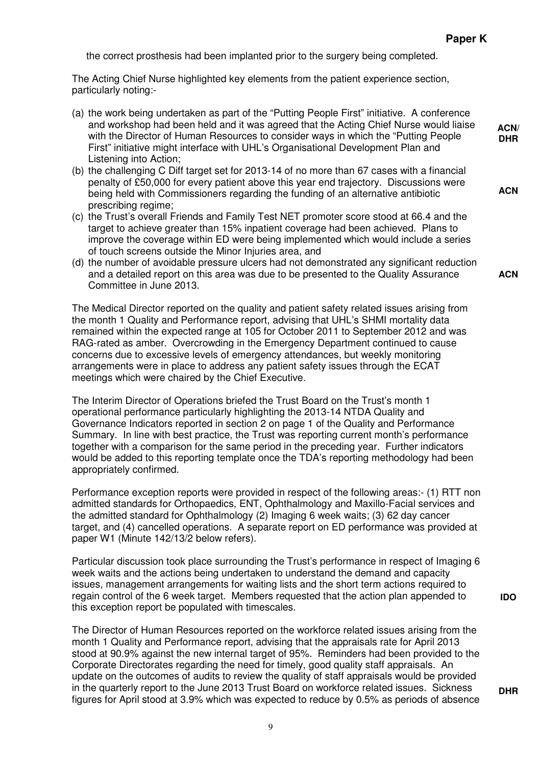the correct prosthesis had been implanted prior to the surgery being completed.

The Acting Chief Nurse highlighted key elements from the patient experience section, particularly noting:-

(a) the work being undertaken as part of the "Putting People First" initiative. A conference and workshop had been held and it was agreed that the Acting Chief Nurse would liaise with the Director of Human Resources to consider ways in which the "Putting People First" initiative might interface with UHL's Organisational Development Plan and Listening into Action; **ACN/ DHR**

(b) the challenging C Diff target set for 2013-14 of no more than 67 cases with a financial penalty of £50,000 for every patient above this year end trajectory. Discussions were being held with Commissioners regarding the funding of an alternative antibiotic prescribing regime; **ACN**

(c) the Trust's overall Friends and Family Test NET promoter score stood at 66.4 and the target to achieve greater than 15% inpatient coverage had been achieved. Plans to improve the coverage within ED were being implemented which would include a series of touch screens outside the Minor Injuries area, and

(d) the number of avoidable pressure ulcers had not demonstrated any significant reduction and a detailed report on this area was due to be presented to the Quality Assurance Committee in June 2013. **ACN**

The Medical Director reported on the quality and patient safety related issues arising from the month 1 Quality and Performance report, advising that UHL's SHMI mortality data remained within the expected range at 105 for October 2011 to September 2012 and was RAG-rated as amber. Overcrowding in the Emergency Department continued to cause concerns due to excessive levels of emergency attendances, but weekly monitoring arrangements were in place to address any patient safety issues through the ECAT meetings which were chaired by the Chief Executive.

The Interim Director of Operations briefed the Trust Board on the Trust's month 1 operational performance particularly highlighting the 2013-14 NTDA Quality and Governance Indicators reported in section 2 on page 1 of the Quality and Performance Summary. In line with best practice, the Trust was reporting current month's performance together with a comparison for the same period in the preceding year. Further indicators would be added to this reporting template once the TDA's reporting methodology had been appropriately confirmed.

Performance exception reports were provided in respect of the following areas:- (1) RTT non admitted standards for Orthopaedics, ENT, Ophthalmology and Maxillo-Facial services and the admitted standard for Ophthalmology (2) Imaging 6 week waits; (3) 62 day cancer target, and (4) cancelled operations. A separate report on ED performance was provided at paper W1 (Minute 142/13/2 below refers).

Particular discussion took place surrounding the Trust's performance in respect of Imaging 6 week waits and the actions being undertaken to understand the demand and capacity issues, management arrangements for waiting lists and the short term actions required to regain control of the 6 week target. Members requested that the action plan appended to this exception report be populated with timescales. **IDO**

The Director of Human Resources reported on the workforce related issues arising from the month 1 Quality and Performance report, advising that the appraisals rate for April 2013 stood at 90.9% against the new internal target of 95%. Reminders had been provided to the Corporate Directorates regarding the need for timely, good quality staff appraisals. An update on the outcomes of audits to review the quality of staff appraisals would be provided in the quarterly report to the June 2013 Trust Board on workforce related issues. Sickness figures for April stood at 3.9% which was expected to reduce by 0.5% as periods of absence **DHR**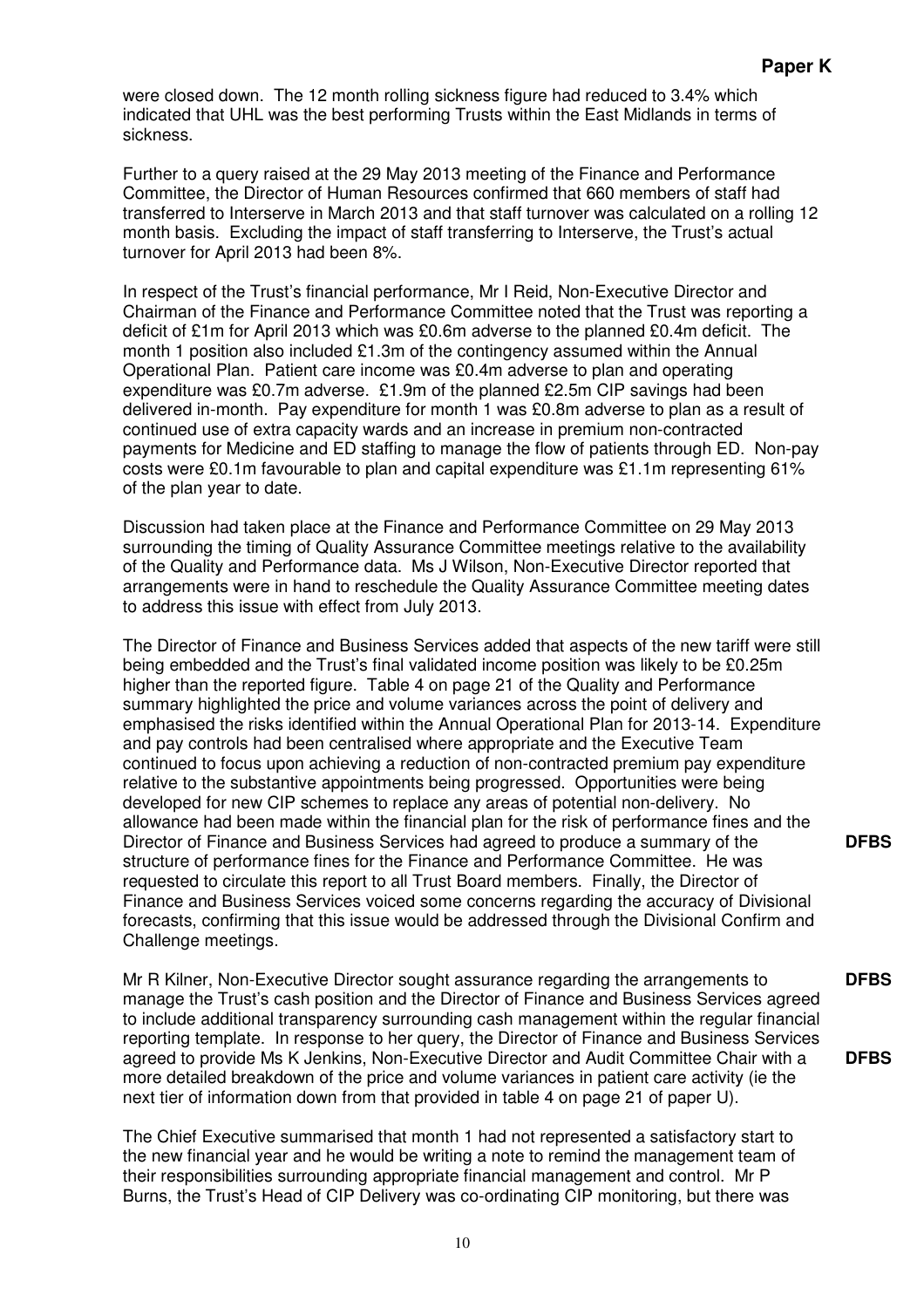were closed down. The 12 month rolling sickness figure had reduced to 3.4% which indicated that UHL was the best performing Trusts within the East Midlands in terms of sickness.

Further to a query raised at the 29 May 2013 meeting of the Finance and Performance Committee, the Director of Human Resources confirmed that 660 members of staff had transferred to Interserve in March 2013 and that staff turnover was calculated on a rolling 12 month basis. Excluding the impact of staff transferring to Interserve, the Trust's actual turnover for April 2013 had been 8%.

In respect of the Trust's financial performance, Mr I Reid, Non-Executive Director and Chairman of the Finance and Performance Committee noted that the Trust was reporting a deficit of £1m for April 2013 which was £0.6m adverse to the planned £0.4m deficit. The month 1 position also included £1.3m of the contingency assumed within the Annual Operational Plan. Patient care income was £0.4m adverse to plan and operating expenditure was £0.7m adverse. £1.9m of the planned £2.5m CIP savings had been delivered in-month. Pay expenditure for month 1 was £0.8m adverse to plan as a result of continued use of extra capacity wards and an increase in premium non-contracted payments for Medicine and ED staffing to manage the flow of patients through ED. Non-pay costs were £0.1m favourable to plan and capital expenditure was £1.1m representing 61% of the plan year to date.

Discussion had taken place at the Finance and Performance Committee on 29 May 2013 surrounding the timing of Quality Assurance Committee meetings relative to the availability of the Quality and Performance data. Ms J Wilson, Non-Executive Director reported that arrangements were in hand to reschedule the Quality Assurance Committee meeting dates to address this issue with effect from July 2013.

The Director of Finance and Business Services added that aspects of the new tariff were still being embedded and the Trust's final validated income position was likely to be £0.25m higher than the reported figure. Table 4 on page 21 of the Quality and Performance summary highlighted the price and volume variances across the point of delivery and emphasised the risks identified within the Annual Operational Plan for 2013-14. Expenditure and pay controls had been centralised where appropriate and the Executive Team continued to focus upon achieving a reduction of non-contracted premium pay expenditure relative to the substantive appointments being progressed. Opportunities were being developed for new CIP schemes to replace any areas of potential non-delivery. No allowance had been made within the financial plan for the risk of performance fines and the Director of Finance and Business Services had agreed to produce a summary of the structure of performance fines for the Finance and Performance Committee. He was requested to circulate this report to all Trust Board members. Finally, the Director of Finance and Business Services voiced some concerns regarding the accuracy of Divisional forecasts, confirming that this issue would be addressed through the Divisional Confirm and Challenge meetings. **DFBS**

Mr R Kilner, Non-Executive Director sought assurance regarding the arrangements to manage the Trust's cash position and the Director of Finance and Business Services agreed to include additional transparency surrounding cash management within the regular financial reporting template. **DFBS** In response to her query, the Director of Finance and Business Services agreed to provide Ms K Jenkins, Non-Executive Director and Audit Committee Chair with a more detailed breakdown of the price and volume variances in patient care activity (ie the next tier of information down from that provided in table 4 on page 21 of paper U). **DFBS**

The Chief Executive summarised that month 1 had not represented a satisfactory start to the new financial year and he would be writing a note to remind the management team of their responsibilities surrounding appropriate financial management and control. Mr P Burns, the Trust's Head of CIP Delivery was co-ordinating CIP monitoring, but there was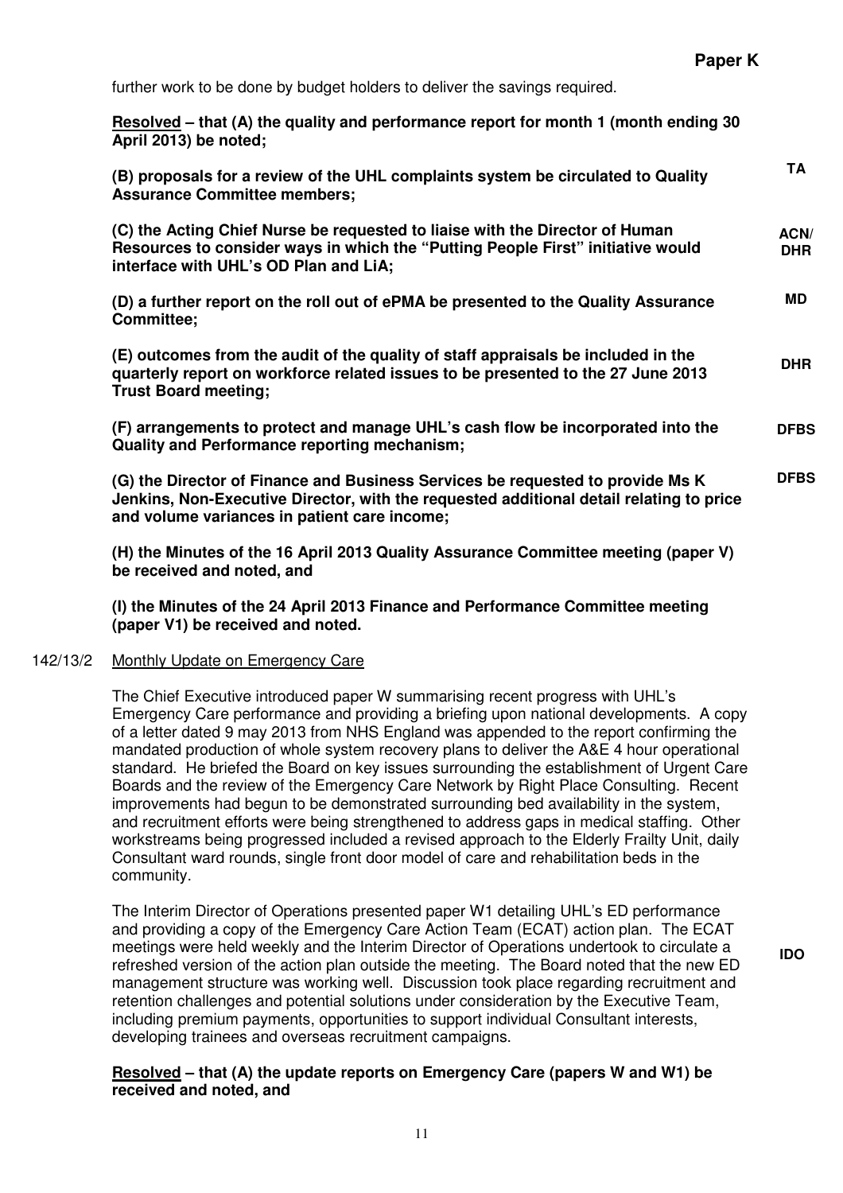**Paper K**

further work to be done by budget holders to deliver the savings required.

**Resolved – that (A) the quality and performance report for month 1 (month ending 30 April 2013) be noted;**

**(B) proposals for a review of the UHL complaints system be circulated to Quality Assurance Committee members;** **TA**

**(C) the Acting Chief Nurse be requested to liaise with the Director of Human Resources to consider ways in which the "Putting People First" initiative would interface with UHL's OD Plan and LiA;** **ACN/ DHR**

**(D) a further report on the roll out of ePMA be presented to the Quality Assurance Committee;** **MD**

**(E) outcomes from the audit of the quality of staff appraisals be included in the quarterly report on workforce related issues to be presented to the 27 June 2013 Trust Board meeting;** **DHR**

**(F) arrangements to protect and manage UHL's cash flow be incorporated into the Quality and Performance reporting mechanism;** **DFBS**

**(G) the Director of Finance and Business Services be requested to provide Ms K Jenkins, Non-Executive Director, with the requested additional detail relating to price and volume variances in patient care income;** **DFBS**

**(H) the Minutes of the 16 April 2013 Quality Assurance Committee meeting (paper V) be received and noted, and**

**(I) the Minutes of the 24 April 2013 Finance and Performance Committee meeting (paper V1) be received and noted.**

142/13/2 Monthly Update on Emergency Care

The Chief Executive introduced paper W summarising recent progress with UHL's Emergency Care performance and providing a briefing upon national developments. A copy of a letter dated 9 may 2013 from NHS England was appended to the report confirming the mandated production of whole system recovery plans to deliver the A&E 4 hour operational standard. He briefed the Board on key issues surrounding the establishment of Urgent Care Boards and the review of the Emergency Care Network by Right Place Consulting. Recent improvements had begun to be demonstrated surrounding bed availability in the system, and recruitment efforts were being strengthened to address gaps in medical staffing. Other workstreams being progressed included a revised approach to the Elderly Frailty Unit, daily Consultant ward rounds, single front door model of care and rehabilitation beds in the community.

The Interim Director of Operations presented paper W1 detailing UHL's ED performance and providing a copy of the Emergency Care Action Team (ECAT) action plan. The ECAT meetings were held weekly and the Interim Director of Operations undertook to circulate a refreshed version of the action plan outside the meeting. The Board noted that the new ED management structure was working well. Discussion took place regarding recruitment and retention challenges and potential solutions under consideration by the Executive Team, including premium payments, opportunities to support individual Consultant interests, developing trainees and overseas recruitment campaigns. **IDO**

**Resolved – that (A) the update reports on Emergency Care (papers W and W1) be received and noted, and**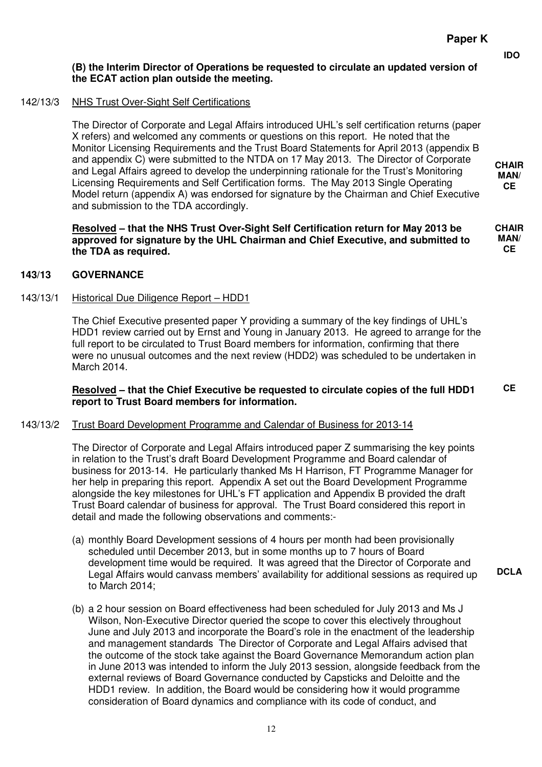**Paper K**

**(B) the Interim Director of Operations be requested to circulate an updated version of the ECAT action plan outside the meeting.** **IDO**

142/13/3 NHS Trust Over-Sight Self Certifications

The Director of Corporate and Legal Affairs introduced UHL's self certification returns (paper X refers) and welcomed any comments or questions on this report. He noted that the Monitor Licensing Requirements and the Trust Board Statements for April 2013 (appendix B and appendix C) were submitted to the NTDA on 17 May 2013. The Director of Corporate and Legal Affairs agreed to develop the underpinning rationale for the Trust's Monitoring Licensing Requirements and Self Certification forms. The May 2013 Single Operating Model return (appendix A) was endorsed for signature by the Chairman and Chief Executive and submission to the TDA accordingly. **CHAIRMAN/ CE**

**Resolved – that the NHS Trust Over-Sight Self Certification return for May 2013 be approved for signature by the UHL Chairman and Chief Executive, and submitted to the TDA as required.** **CHAIRMAN/ CE**

**143/13 GOVERNANCE**

143/13/1 Historical Due Diligence Report – HDD1

The Chief Executive presented paper Y providing a summary of the key findings of UHL's HDD1 review carried out by Ernst and Young in January 2013. He agreed to arrange for the full report to be circulated to Trust Board members for information, confirming that there were no unusual outcomes and the next review (HDD2) was scheduled to be undertaken in March 2014.

**Resolved – that the Chief Executive be requested to circulate copies of the full HDD1 report to Trust Board members for information.** **CE**

143/13/2 Trust Board Development Programme and Calendar of Business for 2013-14

The Director of Corporate and Legal Affairs introduced paper Z summarising the key points in relation to the Trust's draft Board Development Programme and Board calendar of business for 2013-14. He particularly thanked Ms H Harrison, FT Programme Manager for her help in preparing this report. Appendix A set out the Board Development Programme alongside the key milestones for UHL's FT application and Appendix B provided the draft Trust Board calendar of business for approval. The Trust Board considered this report in detail and made the following observations and comments:-

(a) monthly Board Development sessions of 4 hours per month had been provisionally scheduled until December 2013, but in some months up to 7 hours of Board development time would be required. It was agreed that the Director of Corporate and Legal Affairs would canvass members' availability for additional sessions as required up to March 2014; **DCLA**

(b) a 2 hour session on Board effectiveness had been scheduled for July 2013 and Ms J Wilson, Non-Executive Director queried the scope to cover this electively throughout June and July 2013 and incorporate the Board's role in the enactment of the leadership and management standards The Director of Corporate and Legal Affairs advised that the outcome of the stock take against the Board Governance Memorandum action plan in June 2013 was intended to inform the July 2013 session, alongside feedback from the external reviews of Board Governance conducted by Capsticks and Deloitte and the HDD1 review. In addition, the Board would be considering how it would programme consideration of Board dynamics and compliance with its code of conduct, and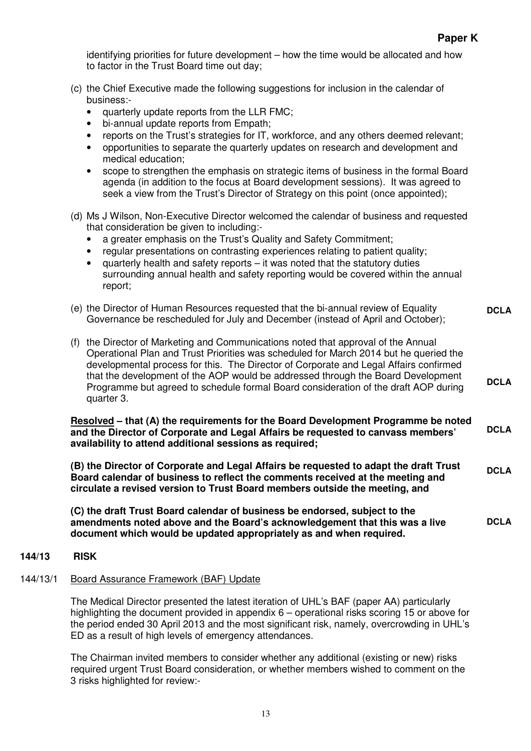**Paper K**

identifying priorities for future development – how the time would be allocated and how to factor in the Trust Board time out day;

(c) the Chief Executive made the following suggestions for inclusion in the calendar of business:-
- quarterly update reports from the LLR FMC;
- bi-annual update reports from Empath;
- reports on the Trust's strategies for IT, workforce, and any others deemed relevant;
- opportunities to separate the quarterly updates on research and development and medical education;
- scope to strengthen the emphasis on strategic items of business in the formal Board agenda (in addition to the focus at Board development sessions). It was agreed to seek a view from the Trust's Director of Strategy on this point (once appointed);

(d) Ms J Wilson, Non-Executive Director welcomed the calendar of business and requested that consideration be given to including:-
- a greater emphasis on the Trust's Quality and Safety Commitment;
- regular presentations on contrasting experiences relating to patient quality;
- quarterly health and safety reports – it was noted that the statutory duties surrounding annual health and safety reporting would be covered within the annual report;

(e) the Director of Human Resources requested that the bi-annual review of Equality Governance be rescheduled for July and December (instead of April and October); **DCLA**

(f) the Director of Marketing and Communications noted that approval of the Annual Operational Plan and Trust Priorities was scheduled for March 2014 but he queried the developmental process for this. The Director of Corporate and Legal Affairs confirmed that the development of the AOP would be addressed through the Board Development Programme but agreed to schedule formal Board consideration of the draft AOP during quarter 3. **DCLA**

**Resolved – that (A) the requirements for the Board Development Programme be noted and the Director of Corporate and Legal Affairs be requested to canvass members' availability to attend additional sessions as required;** **DCLA**

**(B) the Director of Corporate and Legal Affairs be requested to adapt the draft Trust Board calendar of business to reflect the comments received at the meeting and circulate a revised version to Trust Board members outside the meeting, and** **DCLA**

**(C) the draft Trust Board calendar of business be endorsed, subject to the amendments noted above and the Board's acknowledgement that this was a live document which would be updated appropriately as and when required.** **DCLA**

## 144/13 RISK

### 144/13/1 Board Assurance Framework (BAF) Update

The Medical Director presented the latest iteration of UHL's BAF (paper AA) particularly highlighting the document provided in appendix 6 – operational risks scoring 15 or above for the period ended 30 April 2013 and the most significant risk, namely, overcrowding in UHL's ED as a result of high levels of emergency attendances.

The Chairman invited members to consider whether any additional (existing or new) risks required urgent Trust Board consideration, or whether members wished to comment on the 3 risks highlighted for review:-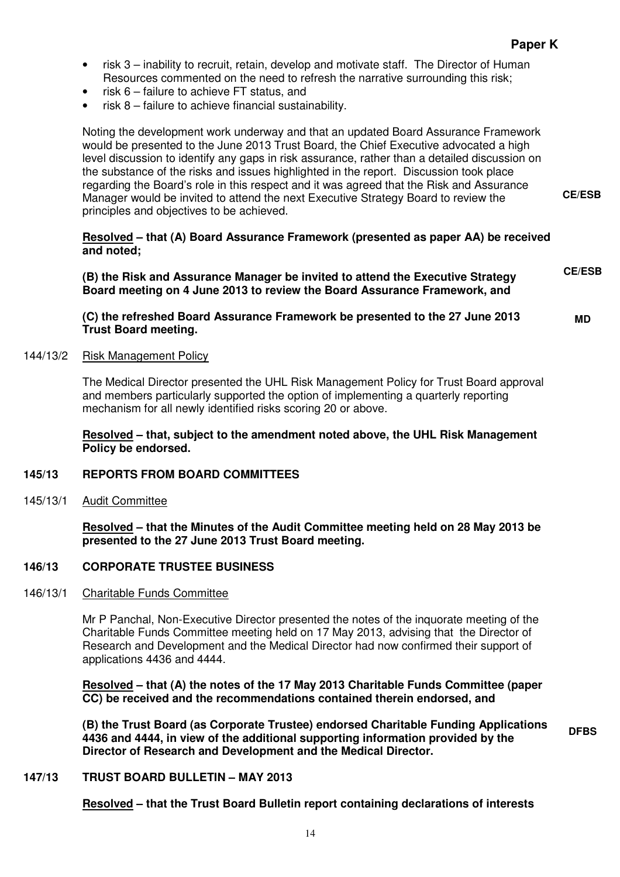- risk 3 – inability to recruit, retain, develop and motivate staff. The Director of Human Resources commented on the need to refresh the narrative surrounding this risk;
- risk 6 – failure to achieve FT status, and
- risk 8 – failure to achieve financial sustainability.

Noting the development work underway and that an updated Board Assurance Framework would be presented to the June 2013 Trust Board, the Chief Executive advocated a high level discussion to identify any gaps in risk assurance, rather than a detailed discussion on the substance of the risks and issues highlighted in the report. Discussion took place regarding the Board's role in this respect and it was agreed that the Risk and Assurance Manager would be invited to attend the next Executive Strategy Board to review the principles and objectives to be achieved. **CE/ESB**

**Resolved – that (A) Board Assurance Framework (presented as paper AA) be received and noted;**

**(B) the Risk and Assurance Manager be invited to attend the Executive Strategy Board meeting on 4 June 2013 to review the Board Assurance Framework, and** **CE/ESB**

**(C) the refreshed Board Assurance Framework be presented to the 27 June 2013 Trust Board meeting.** **MD**

144/13/2 Risk Management Policy

The Medical Director presented the UHL Risk Management Policy for Trust Board approval and members particularly supported the option of implementing a quarterly reporting mechanism for all newly identified risks scoring 20 or above.

**Resolved – that, subject to the amendment noted above, the UHL Risk Management Policy be endorsed.**

**145/13 REPORTS FROM BOARD COMMITTEES**

145/13/1 Audit Committee

**Resolved – that the Minutes of the Audit Committee meeting held on 28 May 2013 be presented to the 27 June 2013 Trust Board meeting.**

**146/13 CORPORATE TRUSTEE BUSINESS**

146/13/1 Charitable Funds Committee

Mr P Panchal, Non-Executive Director presented the notes of the inquorate meeting of the Charitable Funds Committee meeting held on 17 May 2013, advising that the Director of Research and Development and the Medical Director had now confirmed their support of applications 4436 and 4444.

**Resolved – that (A) the notes of the 17 May 2013 Charitable Funds Committee (paper CC) be received and the recommendations contained therein endorsed, and**

**(B) the Trust Board (as Corporate Trustee) endorsed Charitable Funding Applications 4436 and 4444, in view of the additional supporting information provided by the Director of Research and Development and the Medical Director.** **DFBS**

**147/13 TRUST BOARD BULLETIN – MAY 2013**

**Resolved – that the Trust Board Bulletin report containing declarations of interests**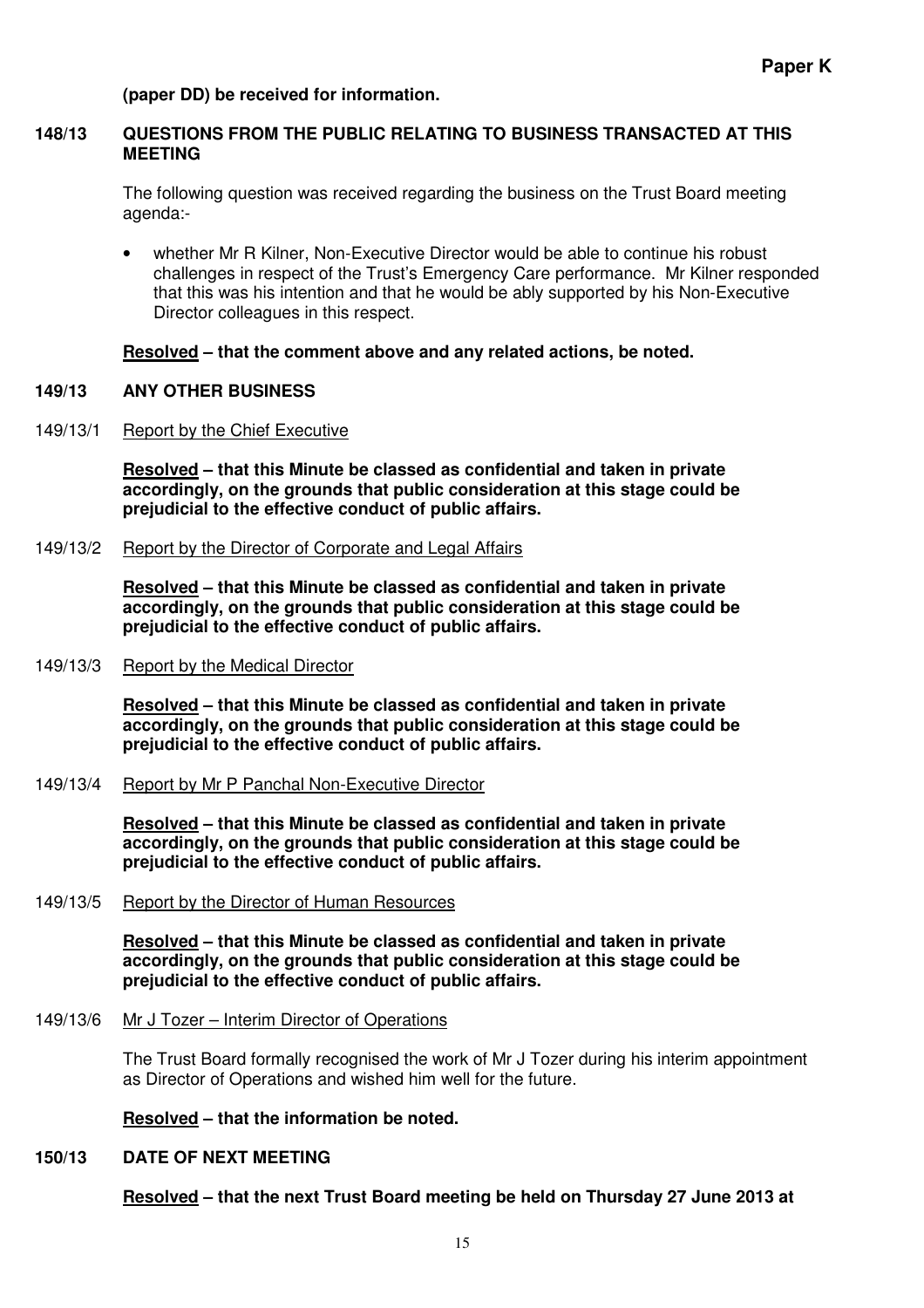**(paper DD) be received for information.**

**148/13 QUESTIONS FROM THE PUBLIC RELATING TO BUSINESS TRANSACTED AT THIS MEETING**

The following question was received regarding the business on the Trust Board meeting agenda:-

- whether Mr R Kilner, Non-Executive Director would be able to continue his robust challenges in respect of the Trust's Emergency Care performance. Mr Kilner responded that this was his intention and that he would be ably supported by his Non-Executive Director colleagues in this respect.

**Resolved – that the comment above and any related actions, be noted.**

**149/13 ANY OTHER BUSINESS**

149/13/1 Report by the Chief Executive

**Resolved – that this Minute be classed as confidential and taken in private accordingly, on the grounds that public consideration at this stage could be prejudicial to the effective conduct of public affairs.**

149/13/2 Report by the Director of Corporate and Legal Affairs

**Resolved – that this Minute be classed as confidential and taken in private accordingly, on the grounds that public consideration at this stage could be prejudicial to the effective conduct of public affairs.**

149/13/3 Report by the Medical Director

**Resolved – that this Minute be classed as confidential and taken in private accordingly, on the grounds that public consideration at this stage could be prejudicial to the effective conduct of public affairs.**

149/13/4 Report by Mr P Panchal Non-Executive Director

**Resolved – that this Minute be classed as confidential and taken in private accordingly, on the grounds that public consideration at this stage could be prejudicial to the effective conduct of public affairs.**

149/13/5 Report by the Director of Human Resources

**Resolved – that this Minute be classed as confidential and taken in private accordingly, on the grounds that public consideration at this stage could be prejudicial to the effective conduct of public affairs.**

149/13/6 Mr J Tozer – Interim Director of Operations

The Trust Board formally recognised the work of Mr J Tozer during his interim appointment as Director of Operations and wished him well for the future.

**Resolved – that the information be noted.**

**150/13 DATE OF NEXT MEETING**

**Resolved – that the next Trust Board meeting be held on Thursday 27 June 2013 at**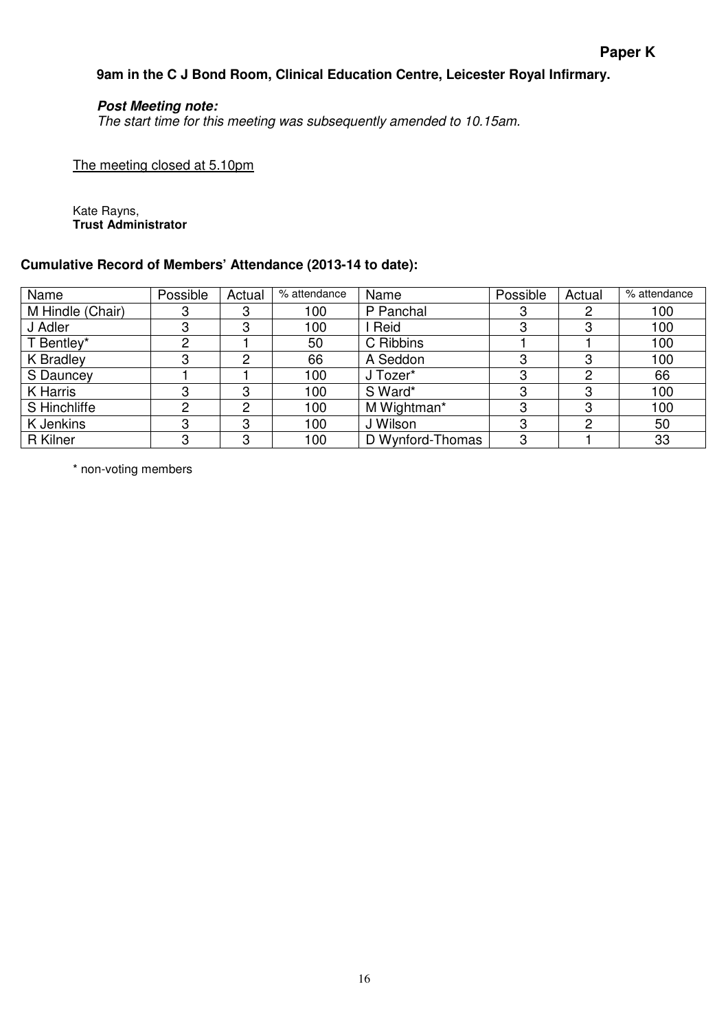**Paper K**

**9am in the C J Bond Room, Clinical Education Centre, Leicester Royal Infirmary.**

***Post Meeting note:***
*The start time for this meeting was subsequently amended to 10.15am.*

The meeting closed at 5.10pm

Kate Rayns,
**Trust Administrator**

**Cumulative Record of Members' Attendance (2013-14 to date):**

| Name | Possible | Actual | % attendance | Name | Possible | Actual | % attendance |
|---|---|---|---|---|---|---|---|
| M Hindle (Chair) | 3 | 3 | 100 | P Panchal | 3 | 2 | 100 |
| J Adler | 3 | 3 | 100 | I Reid | 3 | 3 | 100 |
| T Bentley* | 2 | 1 | 50 | C Ribbins | 1 | 1 | 100 |
| K Bradley | 3 | 2 | 66 | A Seddon | 3 | 3 | 100 |
| S Dauncey | 1 | 1 | 100 | J Tozer* | 3 | 2 | 66 |
| K Harris | 3 | 3 | 100 | S Ward* | 3 | 3 | 100 |
| S Hinchliffe | 2 | 2 | 100 | M Wightman* | 3 | 3 | 100 |
| K Jenkins | 3 | 3 | 100 | J Wilson | 3 | 2 | 50 |
| R Kilner | 3 | 3 | 100 | D Wynford-Thomas | 3 | 1 | 33 |

\* non-voting members